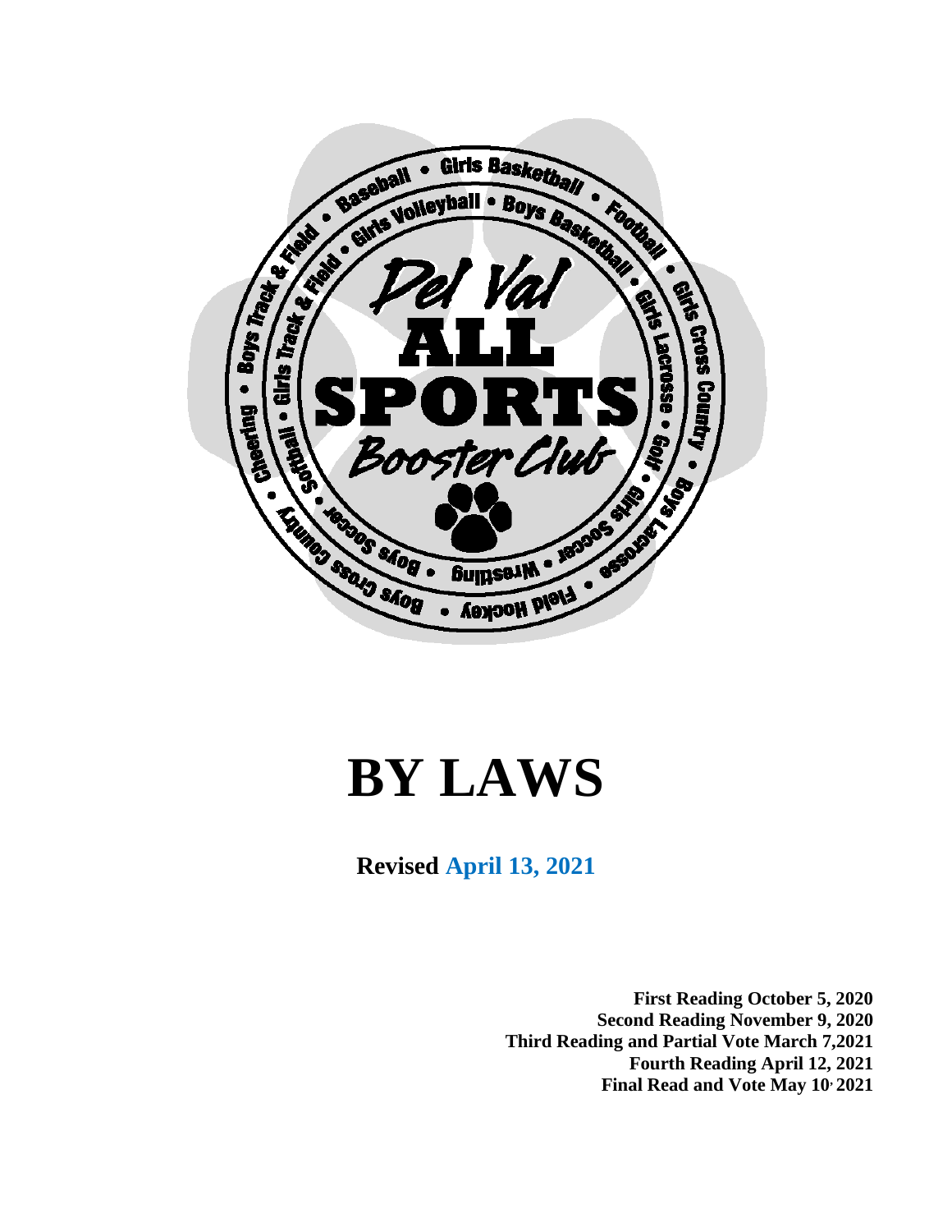# BY LAWS

**Revised April 13, 2021**

**First Reading October 5, 2020**
**Second Reading November 9, 2020**
**Third Reading and Partial Vote March 7,2021**
**Fourth Reading April 12, 2021**
**Final Read and Vote May 10, 2021**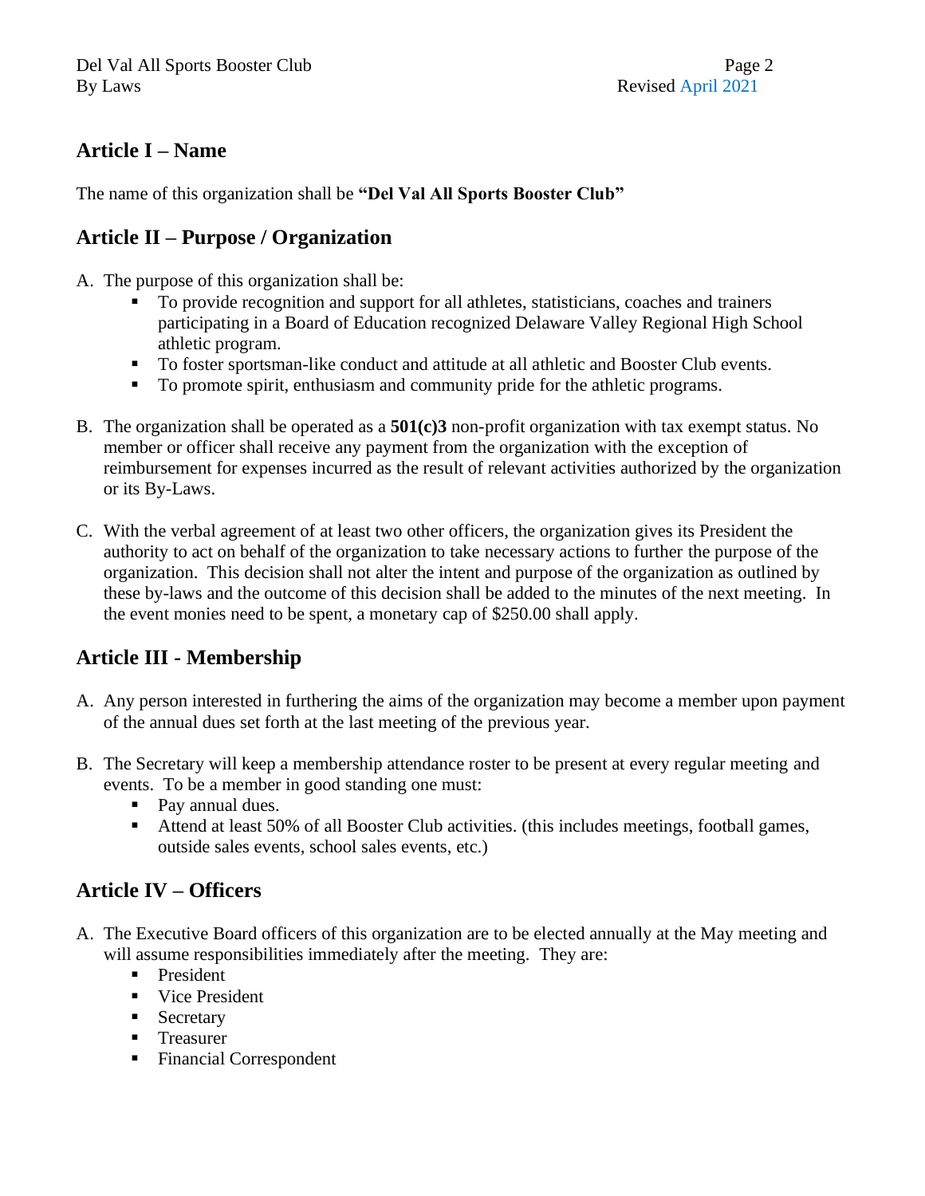## Article I – Name

The name of this organization shall be **"Del Val All Sports Booster Club"**

## Article II – Purpose / Organization

A. The purpose of this organization shall be:
   - To provide recognition and support for all athletes, statisticians, coaches and trainers participating in a Board of Education recognized Delaware Valley Regional High School athletic program.
   - To foster sportsman-like conduct and attitude at all athletic and Booster Club events.
   - To promote spirit, enthusiasm and community pride for the athletic programs.

B. The organization shall be operated as a **501(c)3** non-profit organization with tax exempt status. No member or officer shall receive any payment from the organization with the exception of reimbursement for expenses incurred as the result of relevant activities authorized by the organization or its By-Laws.

C. With the verbal agreement of at least two other officers, the organization gives its President the authority to act on behalf of the organization to take necessary actions to further the purpose of the organization. This decision shall not alter the intent and purpose of the organization as outlined by these by-laws and the outcome of this decision shall be added to the minutes of the next meeting. In the event monies need to be spent, a monetary cap of $250.00 shall apply.

## Article III - Membership

A. Any person interested in furthering the aims of the organization may become a member upon payment of the annual dues set forth at the last meeting of the previous year.

B. The Secretary will keep a membership attendance roster to be present at every regular meeting and events. To be a member in good standing one must:
   - Pay annual dues.
   - Attend at least 50% of all Booster Club activities. (this includes meetings, football games, outside sales events, school sales events, etc.)

## Article IV – Officers

A. The Executive Board officers of this organization are to be elected annually at the May meeting and will assume responsibilities immediately after the meeting. They are:
   - President
   - Vice President
   - Secretary
   - Treasurer
   - Financial Correspondent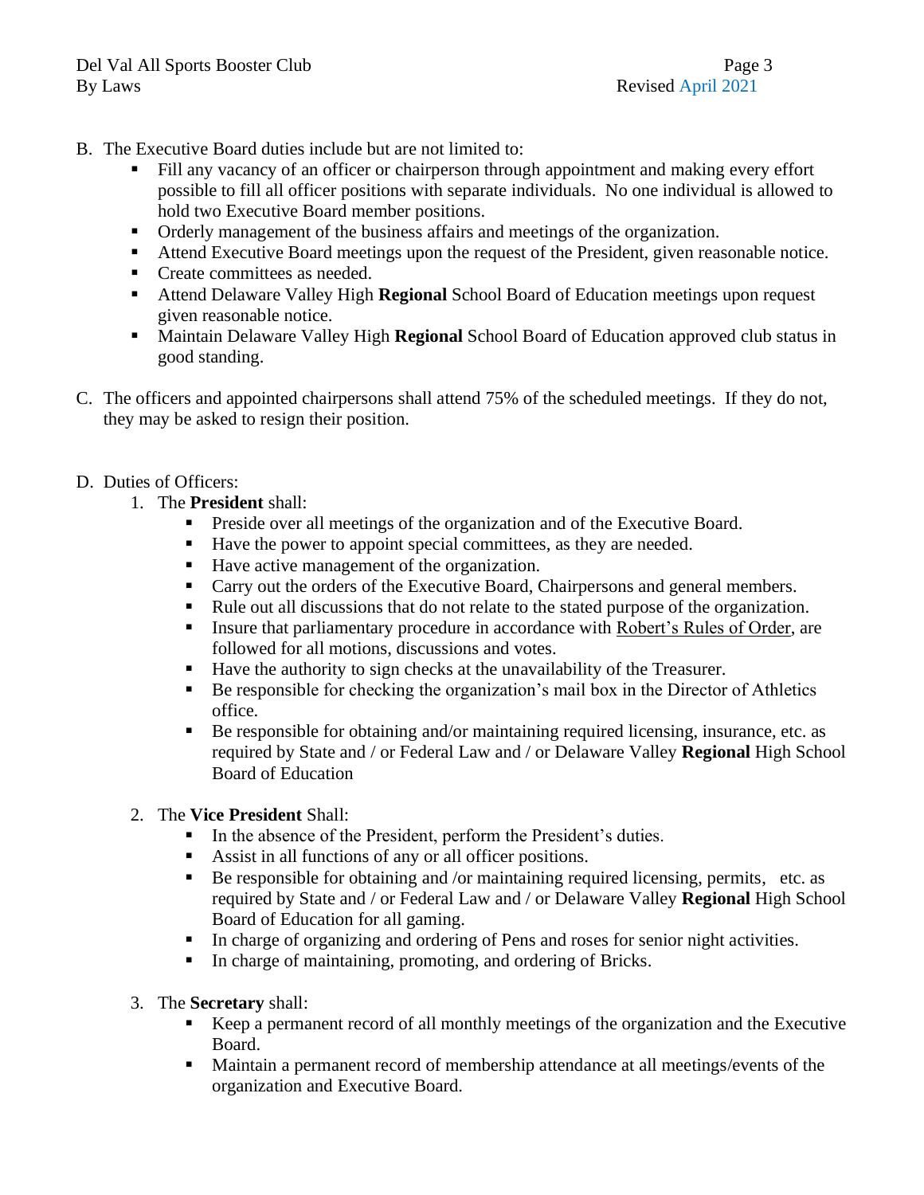B. The Executive Board duties include but are not limited to:
   - Fill any vacancy of an officer or chairperson through appointment and making every effort possible to fill all officer positions with separate individuals. No one individual is allowed to hold two Executive Board member positions.
   - Orderly management of the business affairs and meetings of the organization.
   - Attend Executive Board meetings upon the request of the President, given reasonable notice.
   - Create committees as needed.
   - Attend Delaware Valley High **Regional** School Board of Education meetings upon request given reasonable notice.
   - Maintain Delaware Valley High **Regional** School Board of Education approved club status in good standing.

C. The officers and appointed chairpersons shall attend 75% of the scheduled meetings. If they do not, they may be asked to resign their position.

D. Duties of Officers:
   1. The **President** shall:
      - Preside over all meetings of the organization and of the Executive Board.
      - Have the power to appoint special committees, as they are needed.
      - Have active management of the organization.
      - Carry out the orders of the Executive Board, Chairpersons and general members.
      - Rule out all discussions that do not relate to the stated purpose of the organization.
      - Insure that parliamentary procedure in accordance with Robert's Rules of Order, are followed for all motions, discussions and votes.
      - Have the authority to sign checks at the unavailability of the Treasurer.
      - Be responsible for checking the organization's mail box in the Director of Athletics office.
      - Be responsible for obtaining and/or maintaining required licensing, insurance, etc. as required by State and / or Federal Law and / or Delaware Valley **Regional** High School Board of Education
   2. The **Vice President** Shall:
      - In the absence of the President, perform the President's duties.
      - Assist in all functions of any or all officer positions.
      - Be responsible for obtaining and /or maintaining required licensing, permits, etc. as required by State and / or Federal Law and / or Delaware Valley **Regional** High School Board of Education for all gaming.
      - In charge of organizing and ordering of Pens and roses for senior night activities.
      - In charge of maintaining, promoting, and ordering of Bricks.
   3. The **Secretary** shall:
      - Keep a permanent record of all monthly meetings of the organization and the Executive Board.
      - Maintain a permanent record of membership attendance at all meetings/events of the organization and Executive Board.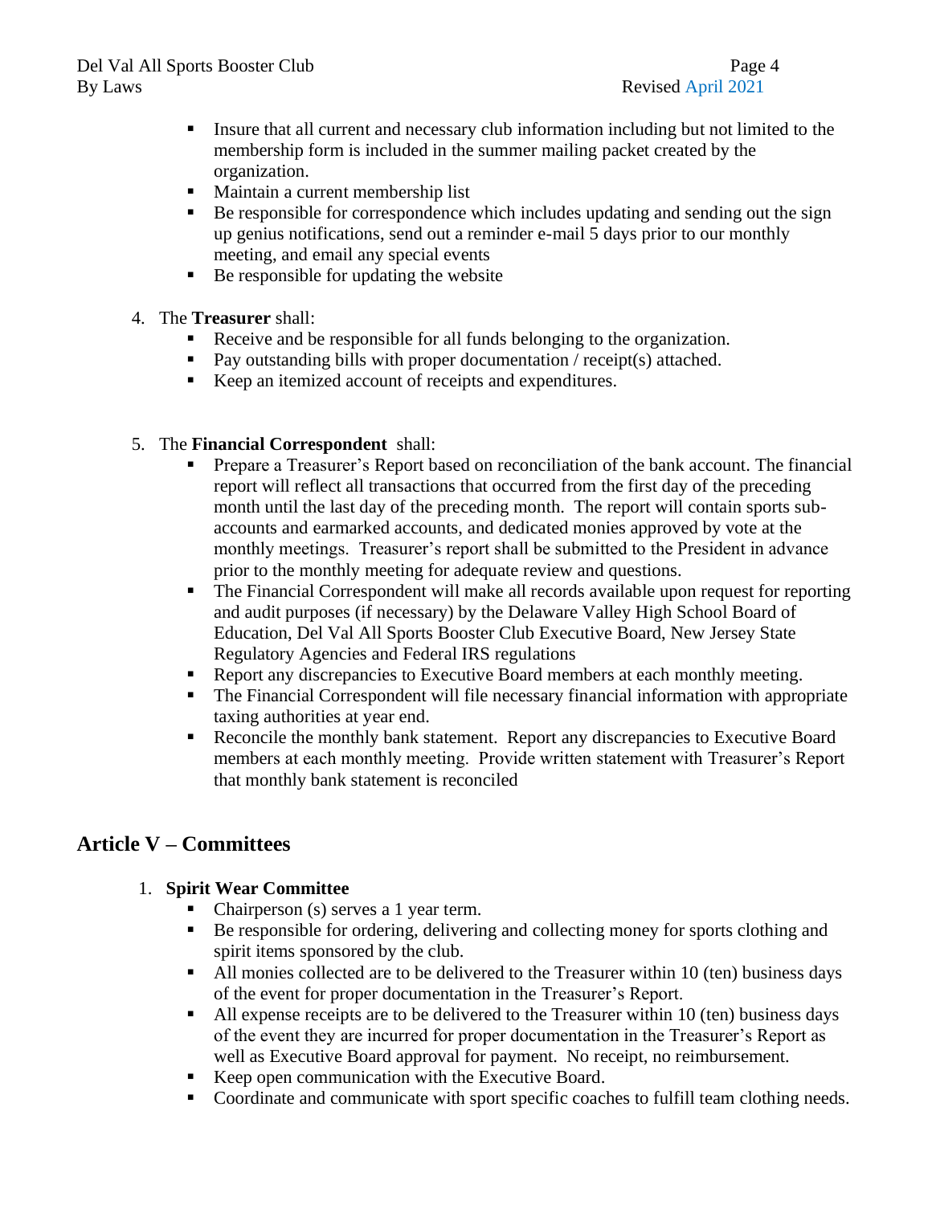- Insure that all current and necessary club information including but not limited to the membership form is included in the summer mailing packet created by the organization.
- Maintain a current membership list
- Be responsible for correspondence which includes updating and sending out the sign up genius notifications, send out a reminder e-mail 5 days prior to our monthly meeting, and email any special events
- Be responsible for updating the website

4. The **Treasurer** shall:
   - Receive and be responsible for all funds belonging to the organization.
   - Pay outstanding bills with proper documentation / receipt(s) attached.
   - Keep an itemized account of receipts and expenditures.

5. The **Financial Correspondent** shall:
   - Prepare a Treasurer's Report based on reconciliation of the bank account. The financial report will reflect all transactions that occurred from the first day of the preceding month until the last day of the preceding month. The report will contain sports sub-accounts and earmarked accounts, and dedicated monies approved by vote at the monthly meetings. Treasurer's report shall be submitted to the President in advance prior to the monthly meeting for adequate review and questions.
   - The Financial Correspondent will make all records available upon request for reporting and audit purposes (if necessary) by the Delaware Valley High School Board of Education, Del Val All Sports Booster Club Executive Board, New Jersey State Regulatory Agencies and Federal IRS regulations
   - Report any discrepancies to Executive Board members at each monthly meeting.
   - The Financial Correspondent will file necessary financial information with appropriate taxing authorities at year end.
   - Reconcile the monthly bank statement. Report any discrepancies to Executive Board members at each monthly meeting. Provide written statement with Treasurer's Report that monthly bank statement is reconciled

## Article V – Committees

1. **Spirit Wear Committee**
   - Chairperson (s) serves a 1 year term.
   - Be responsible for ordering, delivering and collecting money for sports clothing and spirit items sponsored by the club.
   - All monies collected are to be delivered to the Treasurer within 10 (ten) business days of the event for proper documentation in the Treasurer's Report.
   - All expense receipts are to be delivered to the Treasurer within 10 (ten) business days of the event they are incurred for proper documentation in the Treasurer's Report as well as Executive Board approval for payment. No receipt, no reimbursement.
   - Keep open communication with the Executive Board.
   - Coordinate and communicate with sport specific coaches to fulfill team clothing needs.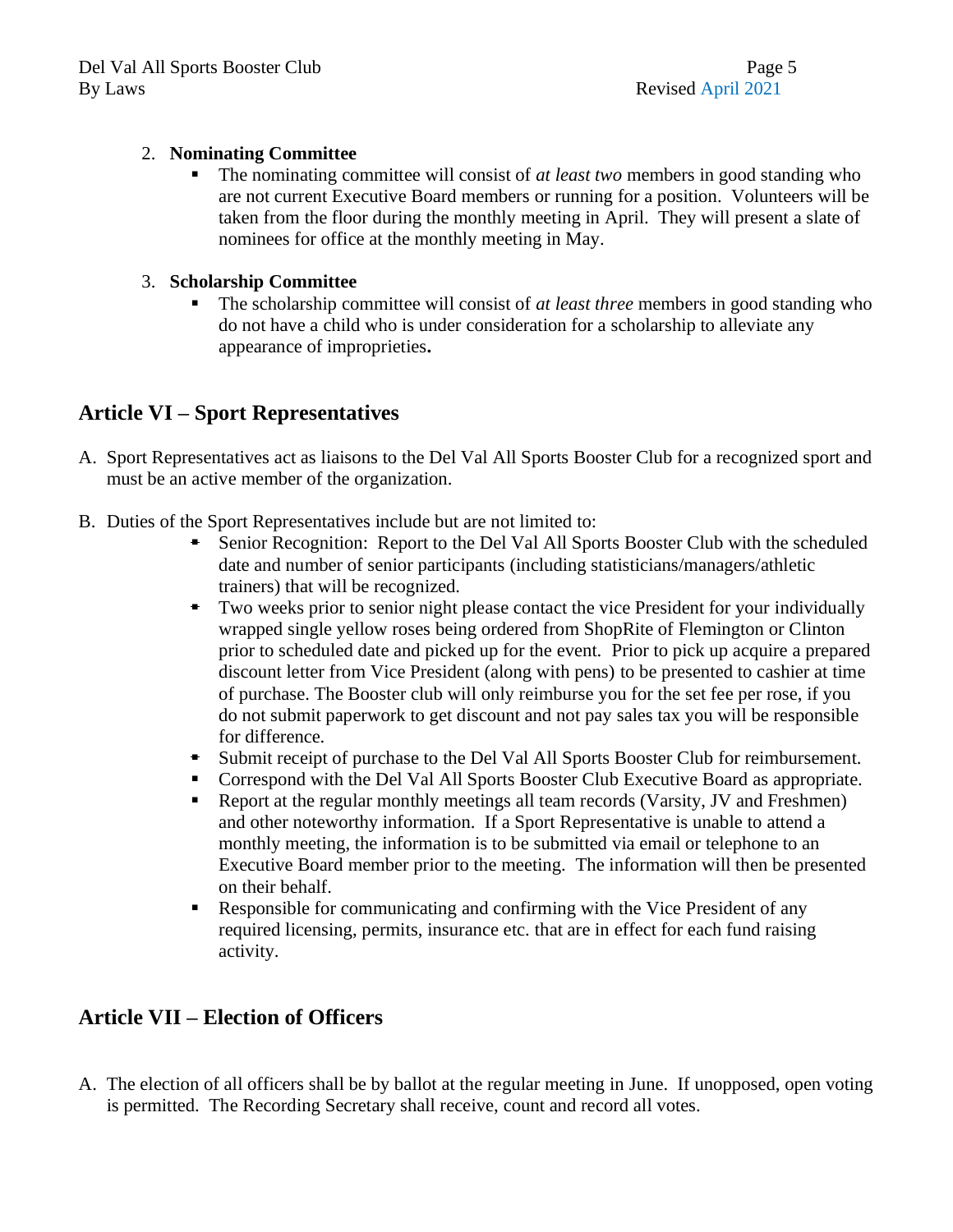2. **Nominating Committee**
   - The nominating committee will consist of *at least two* members in good standing who are not current Executive Board members or running for a position. Volunteers will be taken from the floor during the monthly meeting in April. They will present a slate of nominees for office at the monthly meeting in May.

3. **Scholarship Committee**
   - The scholarship committee will consist of *at least three* members in good standing who do not have a child who is under consideration for a scholarship to alleviate any appearance of improprieties**.**

## Article VI – Sport Representatives

A. Sport Representatives act as liaisons to the Del Val All Sports Booster Club for a recognized sport and must be an active member of the organization.

B. Duties of the Sport Representatives include but are not limited to:
   - Senior Recognition: Report to the Del Val All Sports Booster Club with the scheduled date and number of senior participants (including statisticians/managers/athletic trainers) that will be recognized.
   - Two weeks prior to senior night please contact the vice President for your individually wrapped single yellow roses being ordered from ShopRite of Flemington or Clinton prior to scheduled date and picked up for the event. Prior to pick up acquire a prepared discount letter from Vice President (along with pens) to be presented to cashier at time of purchase. The Booster club will only reimburse you for the set fee per rose, if you do not submit paperwork to get discount and not pay sales tax you will be responsible for difference.
   - Submit receipt of purchase to the Del Val All Sports Booster Club for reimbursement.
   - Correspond with the Del Val All Sports Booster Club Executive Board as appropriate.
   - Report at the regular monthly meetings all team records (Varsity, JV and Freshmen) and other noteworthy information. If a Sport Representative is unable to attend a monthly meeting, the information is to be submitted via email or telephone to an Executive Board member prior to the meeting. The information will then be presented on their behalf.
   - Responsible for communicating and confirming with the Vice President of any required licensing, permits, insurance etc. that are in effect for each fund raising activity.

## Article VII – Election of Officers

A. The election of all officers shall be by ballot at the regular meeting in June. If unopposed, open voting is permitted. The Recording Secretary shall receive, count and record all votes.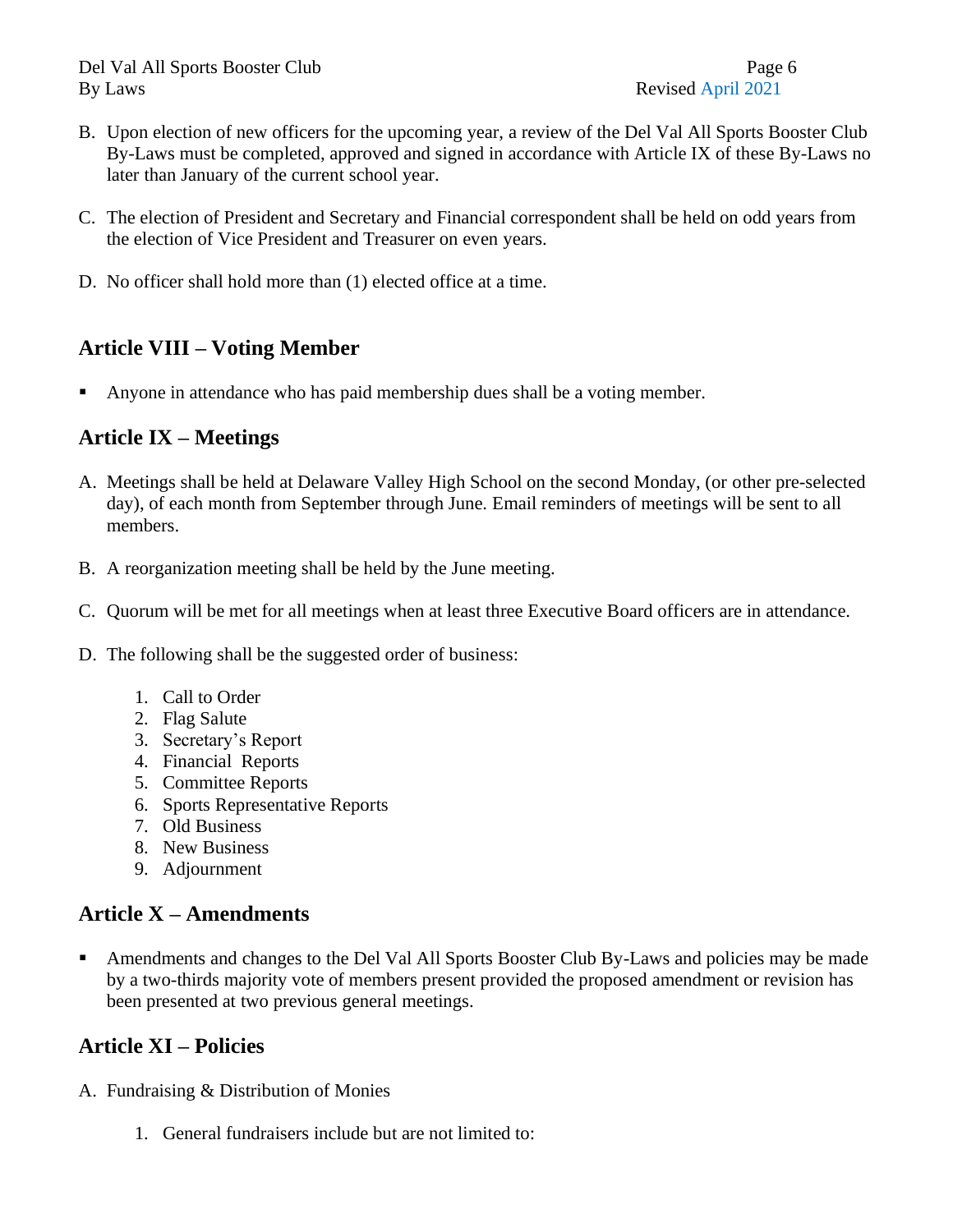B. Upon election of new officers for the upcoming year, a review of the Del Val All Sports Booster Club By-Laws must be completed, approved and signed in accordance with Article IX of these By-Laws no later than January of the current school year.

C. The election of President and Secretary and Financial correspondent shall be held on odd years from the election of Vice President and Treasurer on even years.

D. No officer shall hold more than (1) elected office at a time.

## Article VIII – Voting Member

- Anyone in attendance who has paid membership dues shall be a voting member.

## Article IX – Meetings

A. Meetings shall be held at Delaware Valley High School on the second Monday, (or other pre-selected day), of each month from September through June. Email reminders of meetings will be sent to all members.

B. A reorganization meeting shall be held by the June meeting.

C. Quorum will be met for all meetings when at least three Executive Board officers are in attendance.

D. The following shall be the suggested order of business:

   1. Call to Order
   2. Flag Salute
   3. Secretary's Report
   4. Financial Reports
   5. Committee Reports
   6. Sports Representative Reports
   7. Old Business
   8. New Business
   9. Adjournment

## Article X – Amendments

- Amendments and changes to the Del Val All Sports Booster Club By-Laws and policies may be made by a two-thirds majority vote of members present provided the proposed amendment or revision has been presented at two previous general meetings.

## Article XI – Policies

A. Fundraising & Distribution of Monies

   1. General fundraisers include but are not limited to: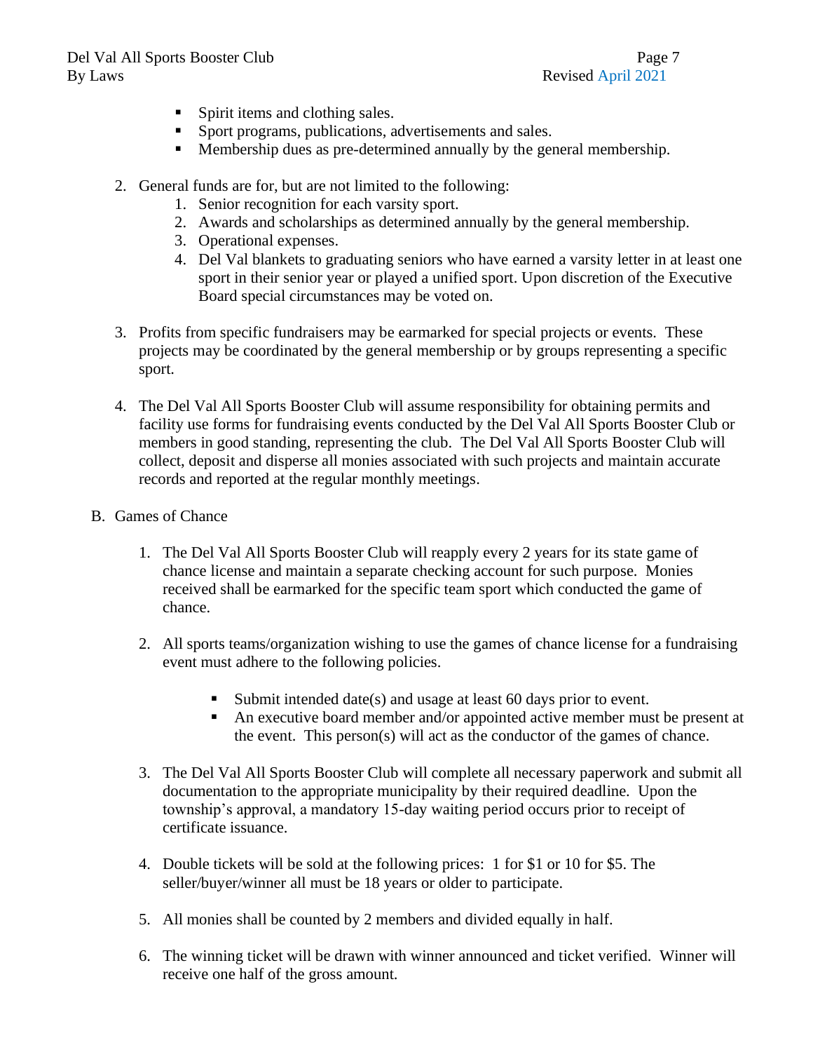- Spirit items and clothing sales.
- Sport programs, publications, advertisements and sales.
- Membership dues as pre-determined annually by the general membership.

2. General funds are for, but are not limited to the following:
    1. Senior recognition for each varsity sport.
    2. Awards and scholarships as determined annually by the general membership.
    3. Operational expenses.
    4. Del Val blankets to graduating seniors who have earned a varsity letter in at least one sport in their senior year or played a unified sport. Upon discretion of the Executive Board special circumstances may be voted on.

3. Profits from specific fundraisers may be earmarked for special projects or events. These projects may be coordinated by the general membership or by groups representing a specific sport.

4. The Del Val All Sports Booster Club will assume responsibility for obtaining permits and facility use forms for fundraising events conducted by the Del Val All Sports Booster Club or members in good standing, representing the club. The Del Val All Sports Booster Club will collect, deposit and disperse all monies associated with such projects and maintain accurate records and reported at the regular monthly meetings.

B. Games of Chance

1. The Del Val All Sports Booster Club will reapply every 2 years for its state game of chance license and maintain a separate checking account for such purpose. Monies received shall be earmarked for the specific team sport which conducted the game of chance.

2. All sports teams/organization wishing to use the games of chance license for a fundraising event must adhere to the following policies.
    - Submit intended date(s) and usage at least 60 days prior to event.
    - An executive board member and/or appointed active member must be present at the event. This person(s) will act as the conductor of the games of chance.

3. The Del Val All Sports Booster Club will complete all necessary paperwork and submit all documentation to the appropriate municipality by their required deadline. Upon the township's approval, a mandatory 15-day waiting period occurs prior to receipt of certificate issuance.

4. Double tickets will be sold at the following prices: 1 for $1 or 10 for $5. The seller/buyer/winner all must be 18 years or older to participate.

5. All monies shall be counted by 2 members and divided equally in half.

6. The winning ticket will be drawn with winner announced and ticket verified. Winner will receive one half of the gross amount.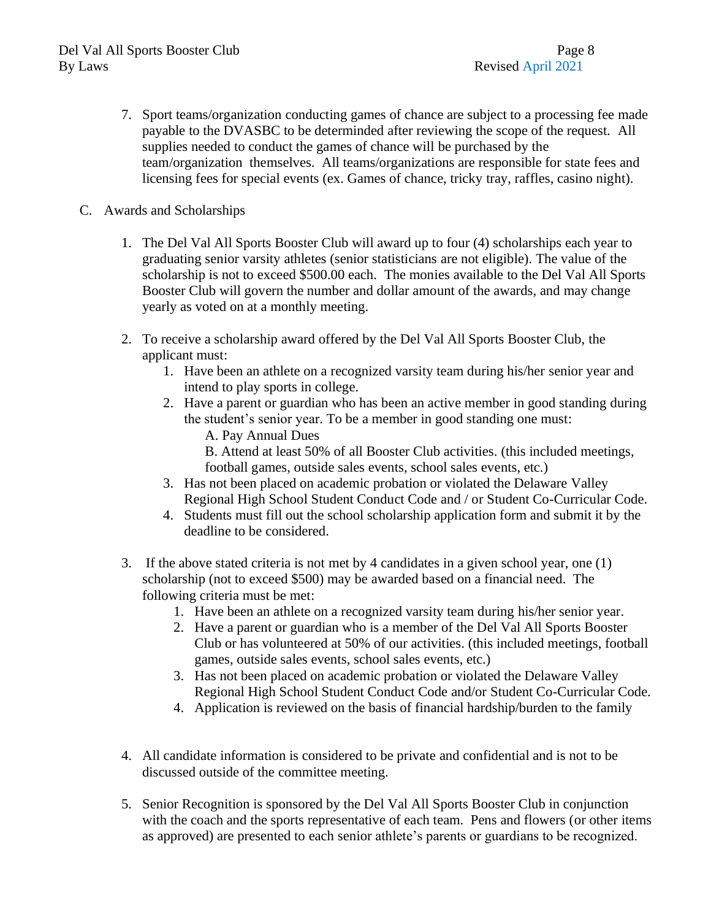7. Sport teams/organization conducting games of chance are subject to a processing fee made payable to the DVASBC to be determinded after reviewing the scope of the request. All supplies needed to conduct the games of chance will be purchased by the team/organization themselves. All teams/organizations are responsible for state fees and licensing fees for special events (ex. Games of chance, tricky tray, raffles, casino night).

C. Awards and Scholarships

1. The Del Val All Sports Booster Club will award up to four (4) scholarships each year to graduating senior varsity athletes (senior statisticians are not eligible). The value of the scholarship is not to exceed $500.00 each. The monies available to the Del Val All Sports Booster Club will govern the number and dollar amount of the awards, and may change yearly as voted on at a monthly meeting.

2. To receive a scholarship award offered by the Del Val All Sports Booster Club, the applicant must:
   1. Have been an athlete on a recognized varsity team during his/her senior year and intend to play sports in college.
   2. Have a parent or guardian who has been an active member in good standing during the student's senior year. To be a member in good standing one must:
      A. Pay Annual Dues
      B. Attend at least 50% of all Booster Club activities. (this included meetings, football games, outside sales events, school sales events, etc.)
   3. Has not been placed on academic probation or violated the Delaware Valley Regional High School Student Conduct Code and / or Student Co-Curricular Code.
   4. Students must fill out the school scholarship application form and submit it by the deadline to be considered.

3. If the above stated criteria is not met by 4 candidates in a given school year, one (1) scholarship (not to exceed $500) may be awarded based on a financial need. The following criteria must be met:
   1. Have been an athlete on a recognized varsity team during his/her senior year.
   2. Have a parent or guardian who is a member of the Del Val All Sports Booster Club or has volunteered at 50% of our activities. (this included meetings, football games, outside sales events, school sales events, etc.)
   3. Has not been placed on academic probation or violated the Delaware Valley Regional High School Student Conduct Code and/or Student Co-Curricular Code.
   4. Application is reviewed on the basis of financial hardship/burden to the family

4. All candidate information is considered to be private and confidential and is not to be discussed outside of the committee meeting.

5. Senior Recognition is sponsored by the Del Val All Sports Booster Club in conjunction with the coach and the sports representative of each team. Pens and flowers (or other items as approved) are presented to each senior athlete's parents or guardians to be recognized.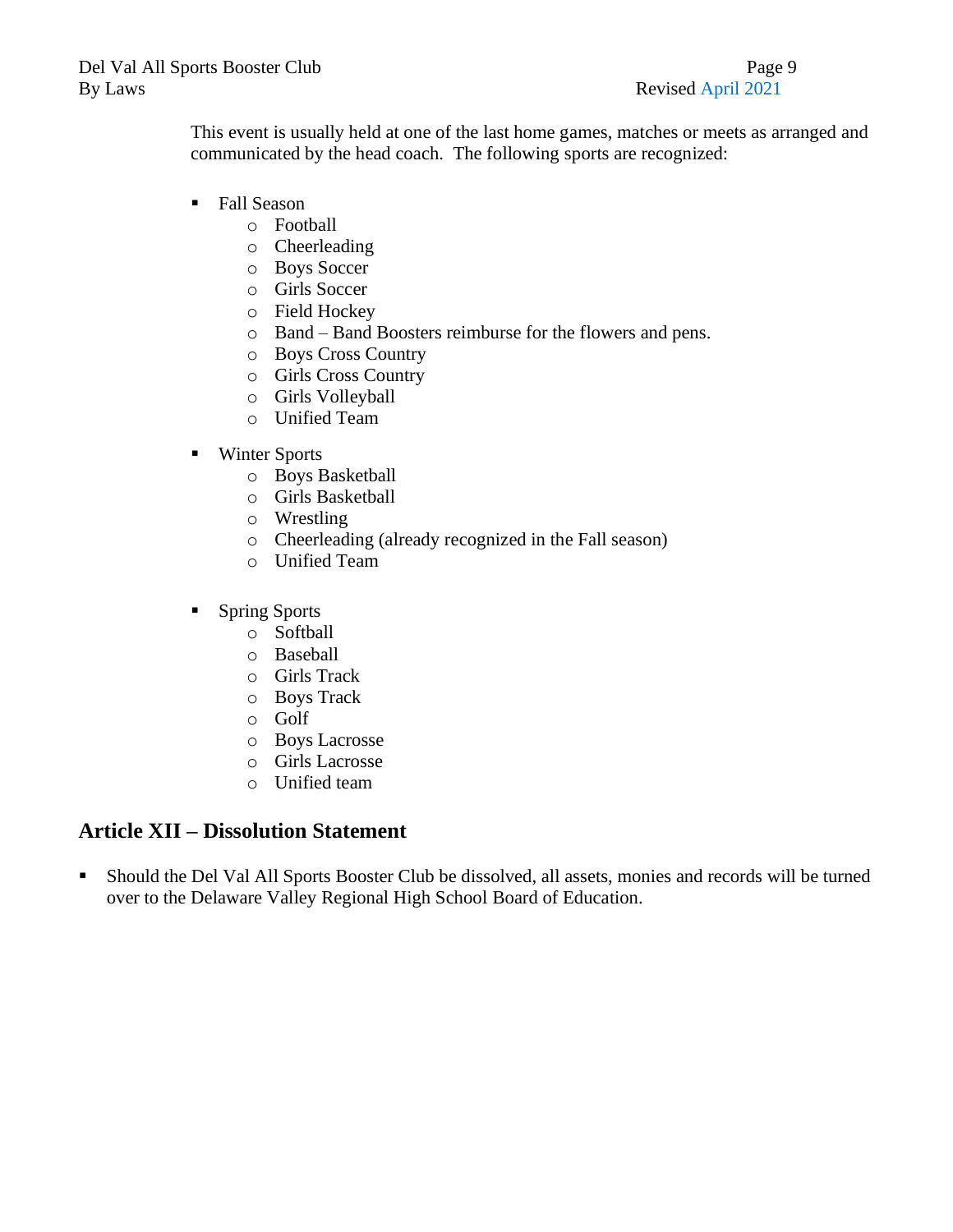This event is usually held at one of the last home games, matches or meets as arranged and communicated by the head coach. The following sports are recognized:

- Fall Season
  - Football
  - Cheerleading
  - Boys Soccer
  - Girls Soccer
  - Field Hockey
  - Band – Band Boosters reimburse for the flowers and pens.
  - Boys Cross Country
  - Girls Cross Country
  - Girls Volleyball
  - Unified Team

- Winter Sports
  - Boys Basketball
  - Girls Basketball
  - Wrestling
  - Cheerleading (already recognized in the Fall season)
  - Unified Team

- Spring Sports
  - Softball
  - Baseball
  - Girls Track
  - Boys Track
  - Golf
  - Boys Lacrosse
  - Girls Lacrosse
  - Unified team

## Article XII – Dissolution Statement

- Should the Del Val All Sports Booster Club be dissolved, all assets, monies and records will be turned over to the Delaware Valley Regional High School Board of Education.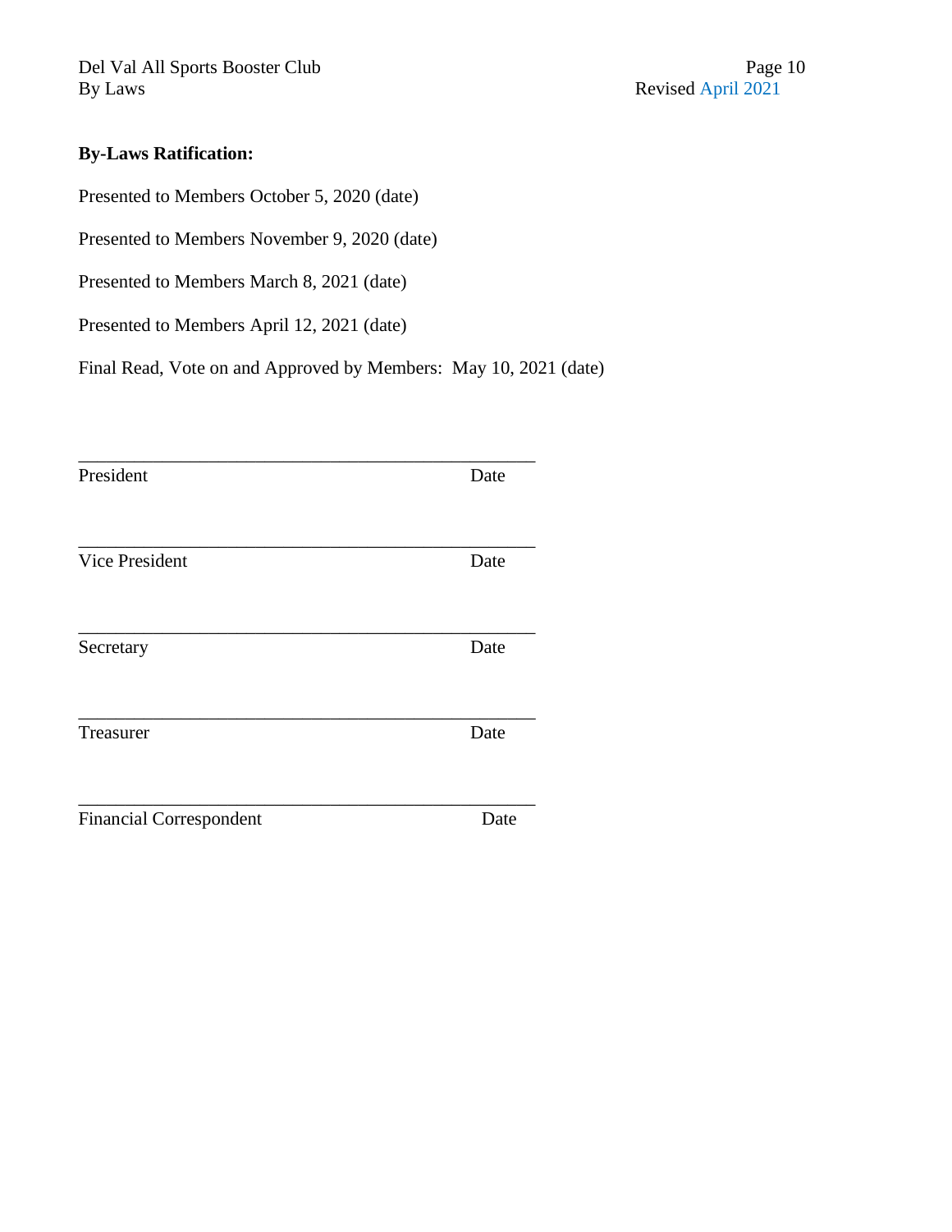**By-Laws Ratification:**

Presented to Members October 5, 2020 (date)

Presented to Members November 9, 2020 (date)

Presented to Members March 8, 2021 (date)

Presented to Members April 12, 2021 (date)

Final Read, Vote on and Approved by Members: May 10, 2021 (date)

\_\_\_\_\_\_\_\_\_\_\_\_\_\_\_\_\_\_\_\_\_\_\_\_\_\_\_\_\_\_\_\_\_\_\_\_\_\_\_\_\_\_\_\_\_\_\_\_

President Date

\_\_\_\_\_\_\_\_\_\_\_\_\_\_\_\_\_\_\_\_\_\_\_\_\_\_\_\_\_\_\_\_\_\_\_\_\_\_\_\_\_\_\_\_\_\_\_\_

Vice President Date

\_\_\_\_\_\_\_\_\_\_\_\_\_\_\_\_\_\_\_\_\_\_\_\_\_\_\_\_\_\_\_\_\_\_\_\_\_\_\_\_\_\_\_\_\_\_\_\_

Secretary Date

\_\_\_\_\_\_\_\_\_\_\_\_\_\_\_\_\_\_\_\_\_\_\_\_\_\_\_\_\_\_\_\_\_\_\_\_\_\_\_\_\_\_\_\_\_\_\_\_

Treasurer Date

\_\_\_\_\_\_\_\_\_\_\_\_\_\_\_\_\_\_\_\_\_\_\_\_\_\_\_\_\_\_\_\_\_\_\_\_\_\_\_\_\_\_\_\_\_\_\_\_

Financial Correspondent Date